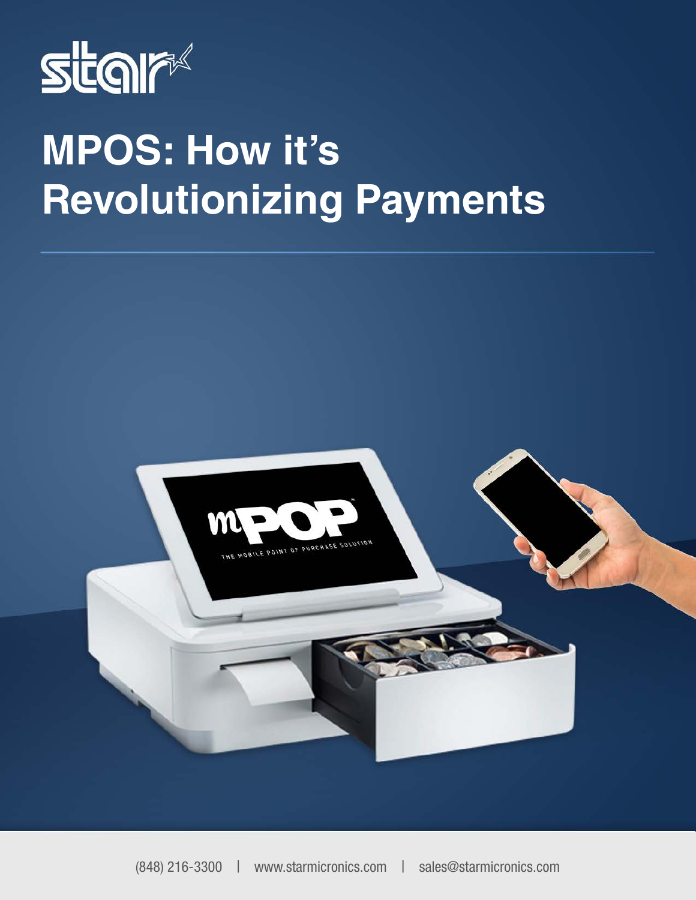# MPOS: How it's Revolutionizing Payments

(848) 216-3300 | www.starmicronics.com | sales@starmicronics.com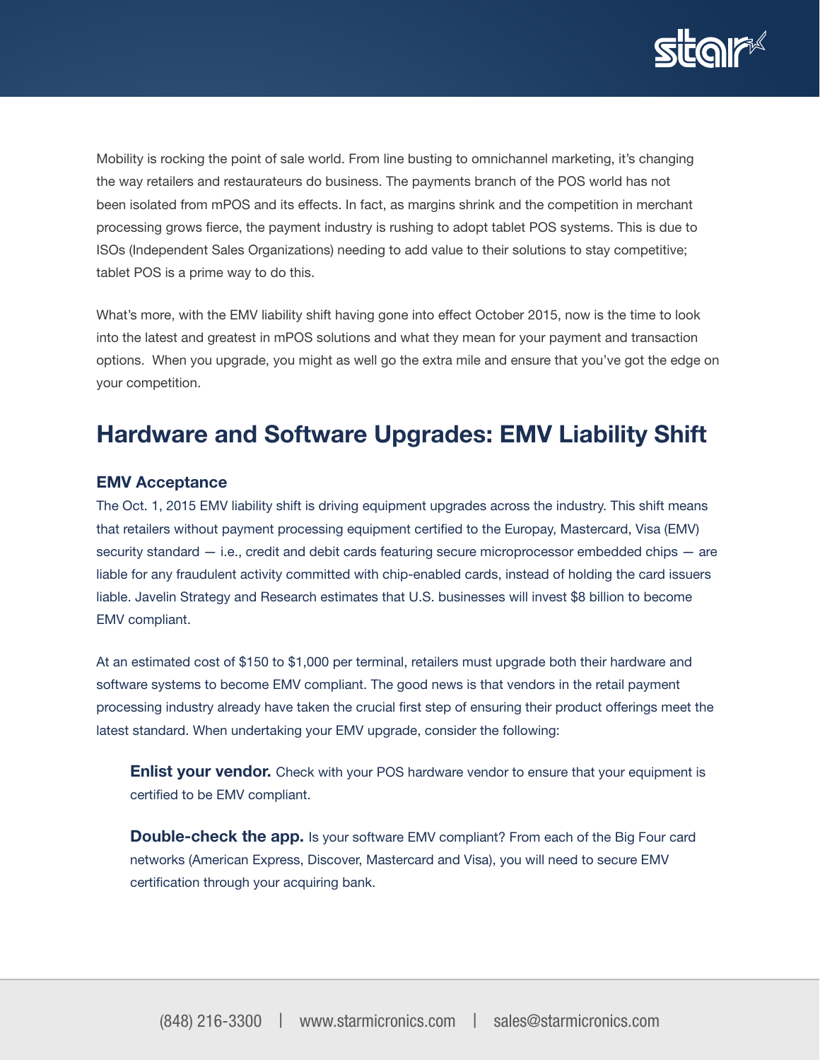Mobility is rocking the point of sale world. From line busting to omnichannel marketing, it's changing the way retailers and restaurateurs do business. The payments branch of the POS world has not been isolated from mPOS and its effects. In fact, as margins shrink and the competition in merchant processing grows fierce, the payment industry is rushing to adopt tablet POS systems. This is due to ISOs (Independent Sales Organizations) needing to add value to their solutions to stay competitive; tablet POS is a prime way to do this.

What's more, with the EMV liability shift having gone into effect October 2015, now is the time to look into the latest and greatest in mPOS solutions and what they mean for your payment and transaction options. When you upgrade, you might as well go the extra mile and ensure that you've got the edge on your competition.

## Hardware and Software Upgrades: EMV Liability Shift

### EMV Acceptance

The Oct. 1, 2015 EMV liability shift is driving equipment upgrades across the industry. This shift means that retailers without payment processing equipment certified to the Europay, Mastercard, Visa (EMV) security standard — i.e., credit and debit cards featuring secure microprocessor embedded chips — are liable for any fraudulent activity committed with chip-enabled cards, instead of holding the card issuers liable. Javelin Strategy and Research estimates that U.S. businesses will invest $8 billion to become EMV compliant.

At an estimated cost of $150 to $1,000 per terminal, retailers must upgrade both their hardware and software systems to become EMV compliant. The good news is that vendors in the retail payment processing industry already have taken the crucial first step of ensuring their product offerings meet the latest standard. When undertaking your EMV upgrade, consider the following:

**Enlist your vendor.** Check with your POS hardware vendor to ensure that your equipment is certified to be EMV compliant.

**Double-check the app.** Is your software EMV compliant? From each of the Big Four card networks (American Express, Discover, Mastercard and Visa), you will need to secure EMV certification through your acquiring bank.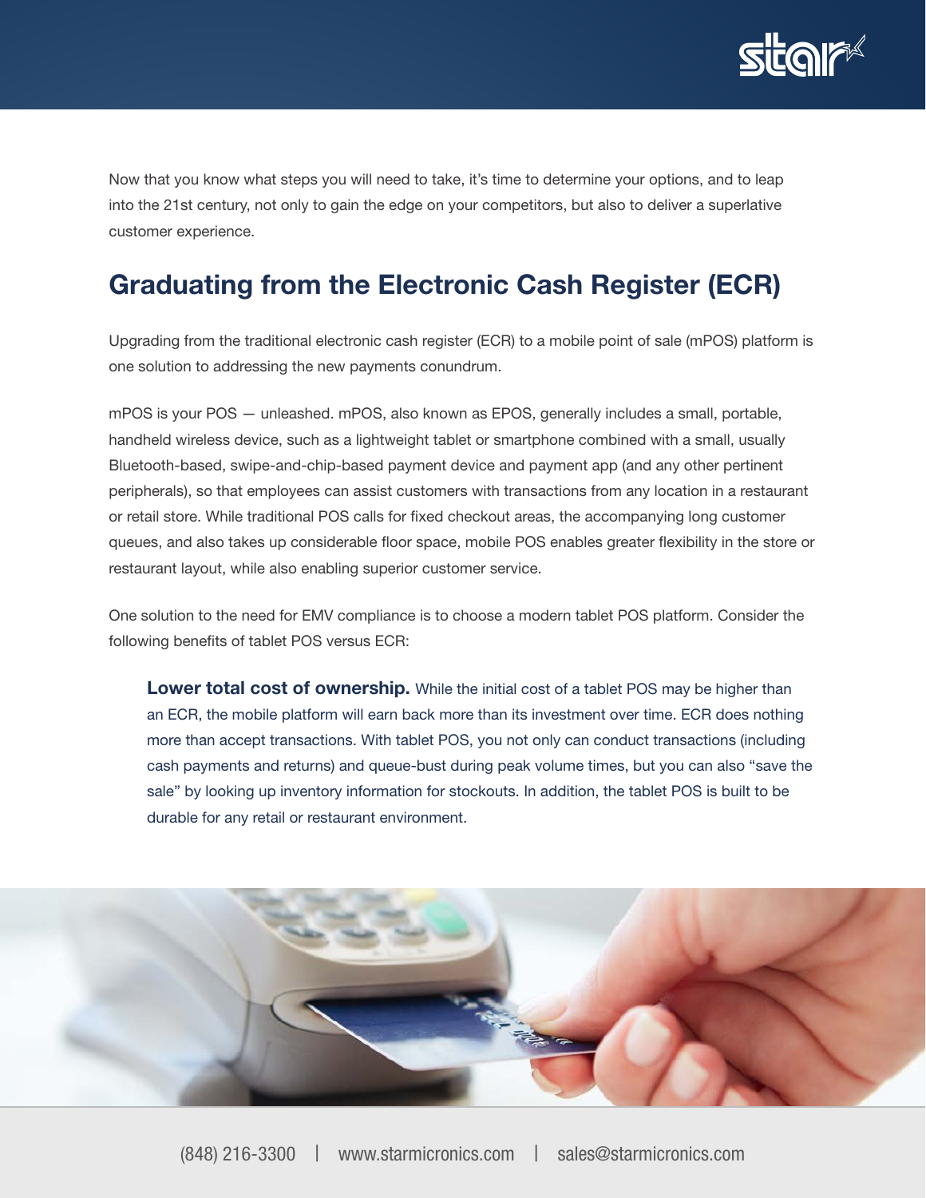Now that you know what steps you will need to take, it's time to determine your options, and to leap into the 21st century, not only to gain the edge on your competitors, but also to deliver a superlative customer experience.

## Graduating from the Electronic Cash Register (ECR)

Upgrading from the traditional electronic cash register (ECR) to a mobile point of sale (mPOS) platform is one solution to addressing the new payments conundrum.

mPOS is your POS — unleashed. mPOS, also known as EPOS, generally includes a small, portable, handheld wireless device, such as a lightweight tablet or smartphone combined with a small, usually Bluetooth-based, swipe-and-chip-based payment device and payment app (and any other pertinent peripherals), so that employees can assist customers with transactions from any location in a restaurant or retail store. While traditional POS calls for fixed checkout areas, the accompanying long customer queues, and also takes up considerable floor space, mobile POS enables greater flexibility in the store or restaurant layout, while also enabling superior customer service.

One solution to the need for EMV compliance is to choose a modern tablet POS platform. Consider the following benefits of tablet POS versus ECR:

**Lower total cost of ownership.** While the initial cost of a tablet POS may be higher than an ECR, the mobile platform will earn back more than its investment over time. ECR does nothing more than accept transactions. With tablet POS, you not only can conduct transactions (including cash payments and returns) and queue-bust during peak volume times, but you can also "save the sale" by looking up inventory information for stockouts. In addition, the tablet POS is built to be durable for any retail or restaurant environment.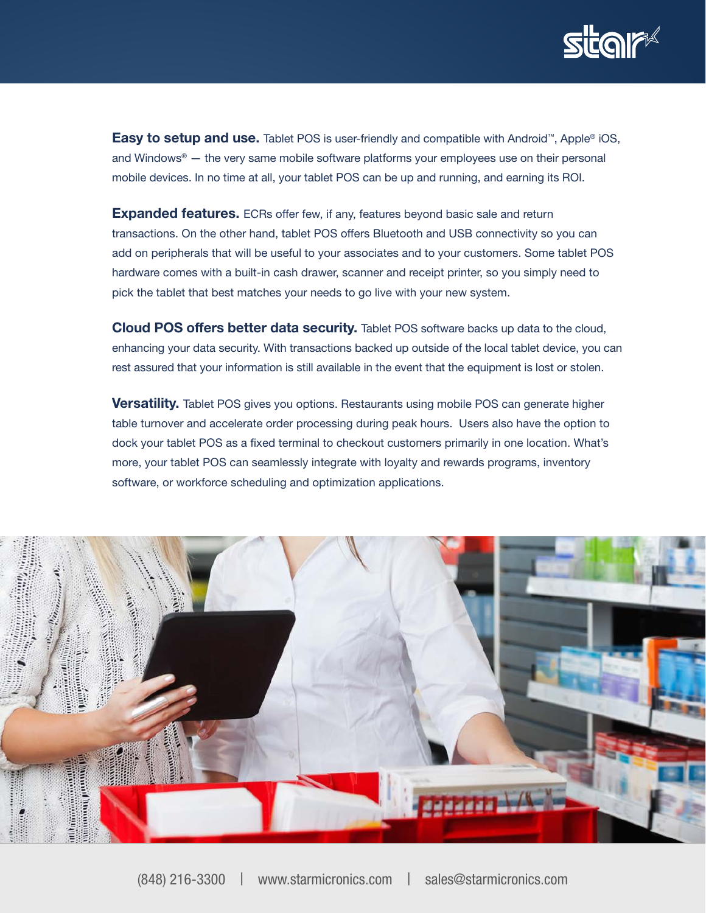**Easy to setup and use.** Tablet POS is user-friendly and compatible with Android™, Apple® iOS, and Windows® — the very same mobile software platforms your employees use on their personal mobile devices. In no time at all, your tablet POS can be up and running, and earning its ROI.

**Expanded features.** ECRs offer few, if any, features beyond basic sale and return transactions. On the other hand, tablet POS offers Bluetooth and USB connectivity so you can add on peripherals that will be useful to your associates and to your customers. Some tablet POS hardware comes with a built-in cash drawer, scanner and receipt printer, so you simply need to pick the tablet that best matches your needs to go live with your new system.

**Cloud POS offers better data security.** Tablet POS software backs up data to the cloud, enhancing your data security. With transactions backed up outside of the local tablet device, you can rest assured that your information is still available in the event that the equipment is lost or stolen.

**Versatility.** Tablet POS gives you options. Restaurants using mobile POS can generate higher table turnover and accelerate order processing during peak hours. Users also have the option to dock your tablet POS as a fixed terminal to checkout customers primarily in one location. What's more, your tablet POS can seamlessly integrate with loyalty and rewards programs, inventory software, or workforce scheduling and optimization applications.

(848) 216-3300 | www.starmicronics.com | sales@starmicronics.com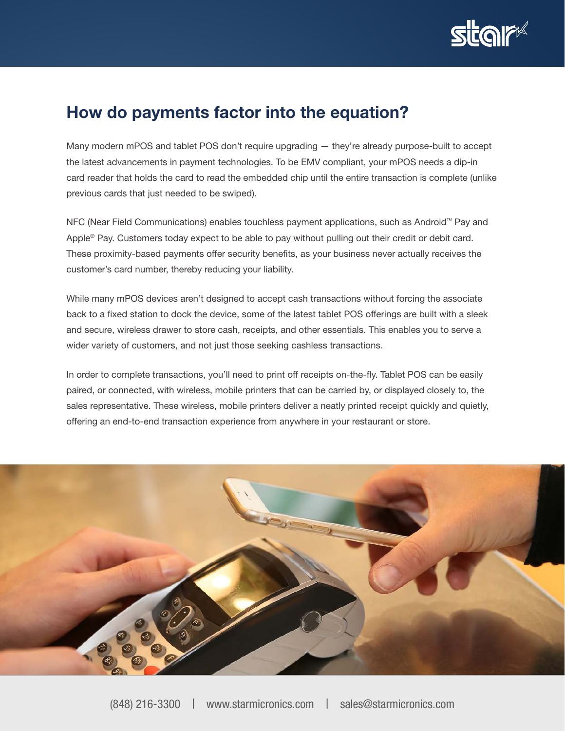## How do payments factor into the equation?

Many modern mPOS and tablet POS don't require upgrading — they're already purpose-built to accept the latest advancements in payment technologies. To be EMV compliant, your mPOS needs a dip-in card reader that holds the card to read the embedded chip until the entire transaction is complete (unlike previous cards that just needed to be swiped).

NFC (Near Field Communications) enables touchless payment applications, such as Android™ Pay and Apple® Pay. Customers today expect to be able to pay without pulling out their credit or debit card. These proximity-based payments offer security benefits, as your business never actually receives the customer's card number, thereby reducing your liability.

While many mPOS devices aren't designed to accept cash transactions without forcing the associate back to a fixed station to dock the device, some of the latest tablet POS offerings are built with a sleek and secure, wireless drawer to store cash, receipts, and other essentials. This enables you to serve a wider variety of customers, and not just those seeking cashless transactions.

In order to complete transactions, you'll need to print off receipts on-the-fly. Tablet POS can be easily paired, or connected, with wireless, mobile printers that can be carried by, or displayed closely to, the sales representative. These wireless, mobile printers deliver a neatly printed receipt quickly and quietly, offering an end-to-end transaction experience from anywhere in your restaurant or store.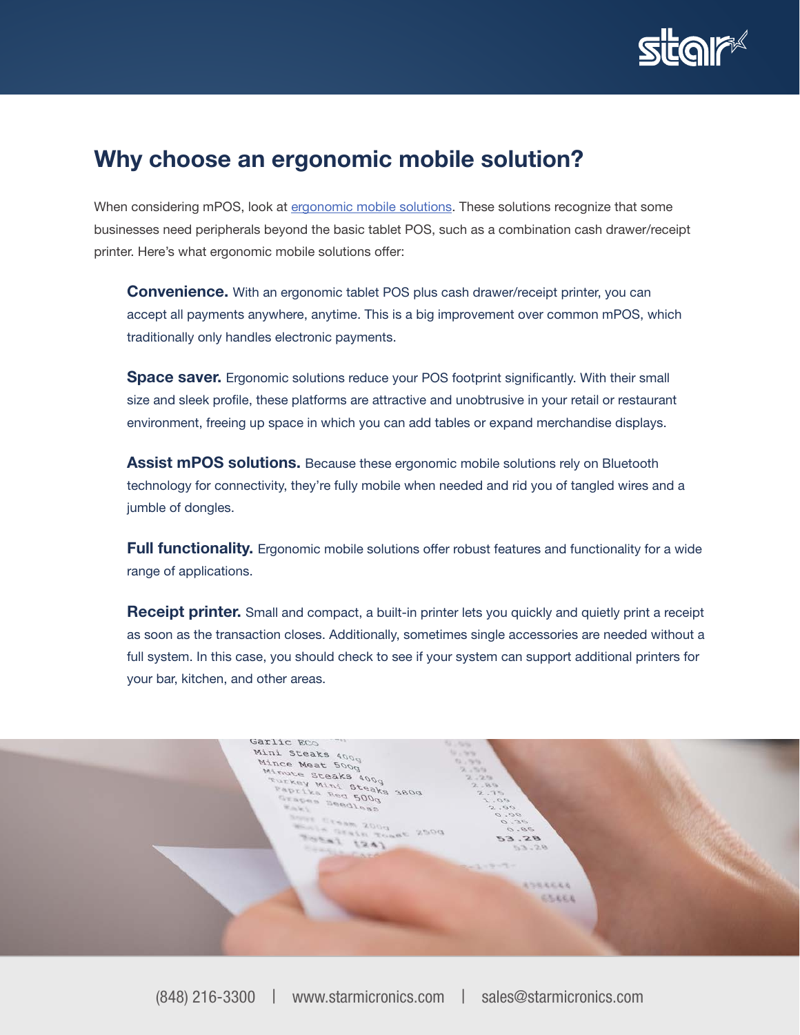## Why choose an ergonomic mobile solution?

When considering mPOS, look at ergonomic mobile solutions. These solutions recognize that some businesses need peripherals beyond the basic tablet POS, such as a combination cash drawer/receipt printer. Here's what ergonomic mobile solutions offer:

**Convenience.** With an ergonomic tablet POS plus cash drawer/receipt printer, you can accept all payments anywhere, anytime. This is a big improvement over common mPOS, which traditionally only handles electronic payments.

**Space saver.** Ergonomic solutions reduce your POS footprint significantly. With their small size and sleek profile, these platforms are attractive and unobtrusive in your retail or restaurant environment, freeing up space in which you can add tables or expand merchandise displays.

**Assist mPOS solutions.** Because these ergonomic mobile solutions rely on Bluetooth technology for connectivity, they're fully mobile when needed and rid you of tangled wires and a jumble of dongles.

**Full functionality.** Ergonomic mobile solutions offer robust features and functionality for a wide range of applications.

**Receipt printer.** Small and compact, a built-in printer lets you quickly and quietly print a receipt as soon as the transaction closes. Additionally, sometimes single accessories are needed without a full system. In this case, you should check to see if your system can support additional printers for your bar, kitchen, and other areas.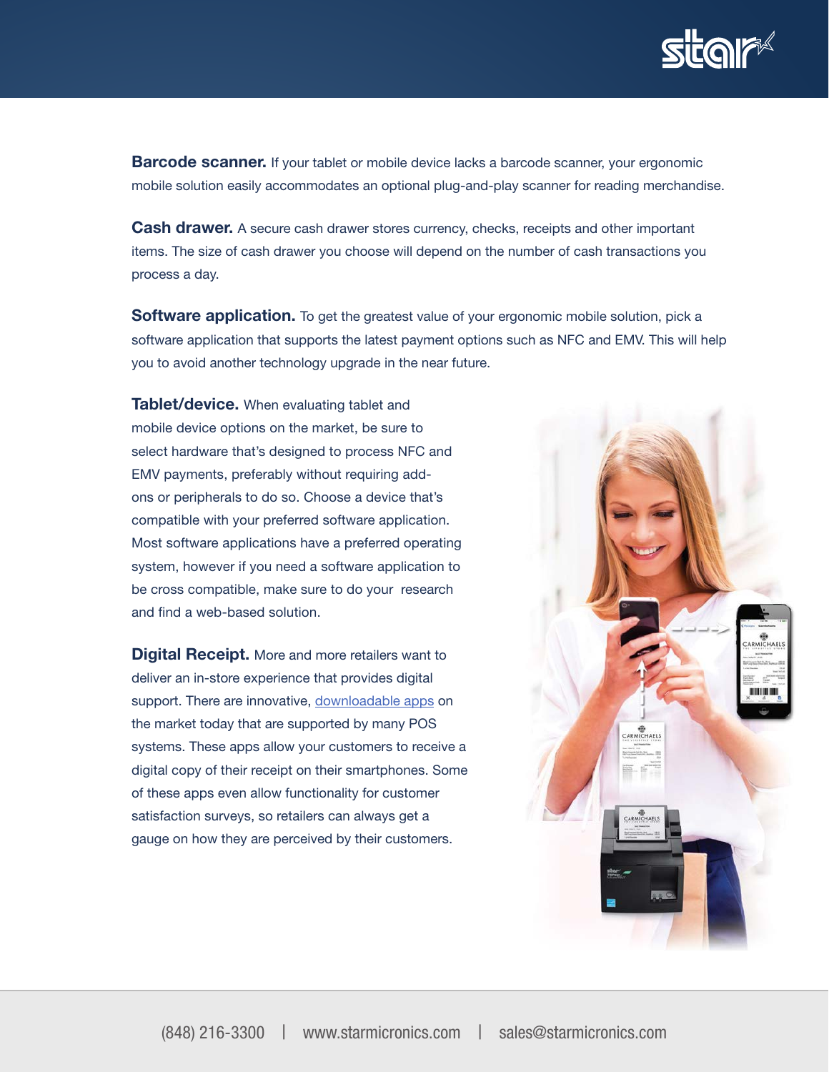**Barcode scanner.** If your tablet or mobile device lacks a barcode scanner, your ergonomic mobile solution easily accommodates an optional plug-and-play scanner for reading merchandise.

**Cash drawer.** A secure cash drawer stores currency, checks, receipts and other important items. The size of cash drawer you choose will depend on the number of cash transactions you process a day.

**Software application.** To get the greatest value of your ergonomic mobile solution, pick a software application that supports the latest payment options such as NFC and EMV. This will help you to avoid another technology upgrade in the near future.

**Tablet/device.** When evaluating tablet and mobile device options on the market, be sure to select hardware that's designed to process NFC and EMV payments, preferably without requiring add-ons or peripherals to do so. Choose a device that's compatible with your preferred software application. Most software applications have a preferred operating system, however if you need a software application to be cross compatible, make sure to do your research and find a web-based solution.

**Digital Receipt.** More and more retailers want to deliver an in-store experience that provides digital support. There are innovative, downloadable apps on the market today that are supported by many POS systems. These apps allow your customers to receive a digital copy of their receipt on their smartphones. Some of these apps even allow functionality for customer satisfaction surveys, so retailers can always get a gauge on how they are perceived by their customers.

(848) 216-3300 | www.starmicronics.com | sales@starmicronics.com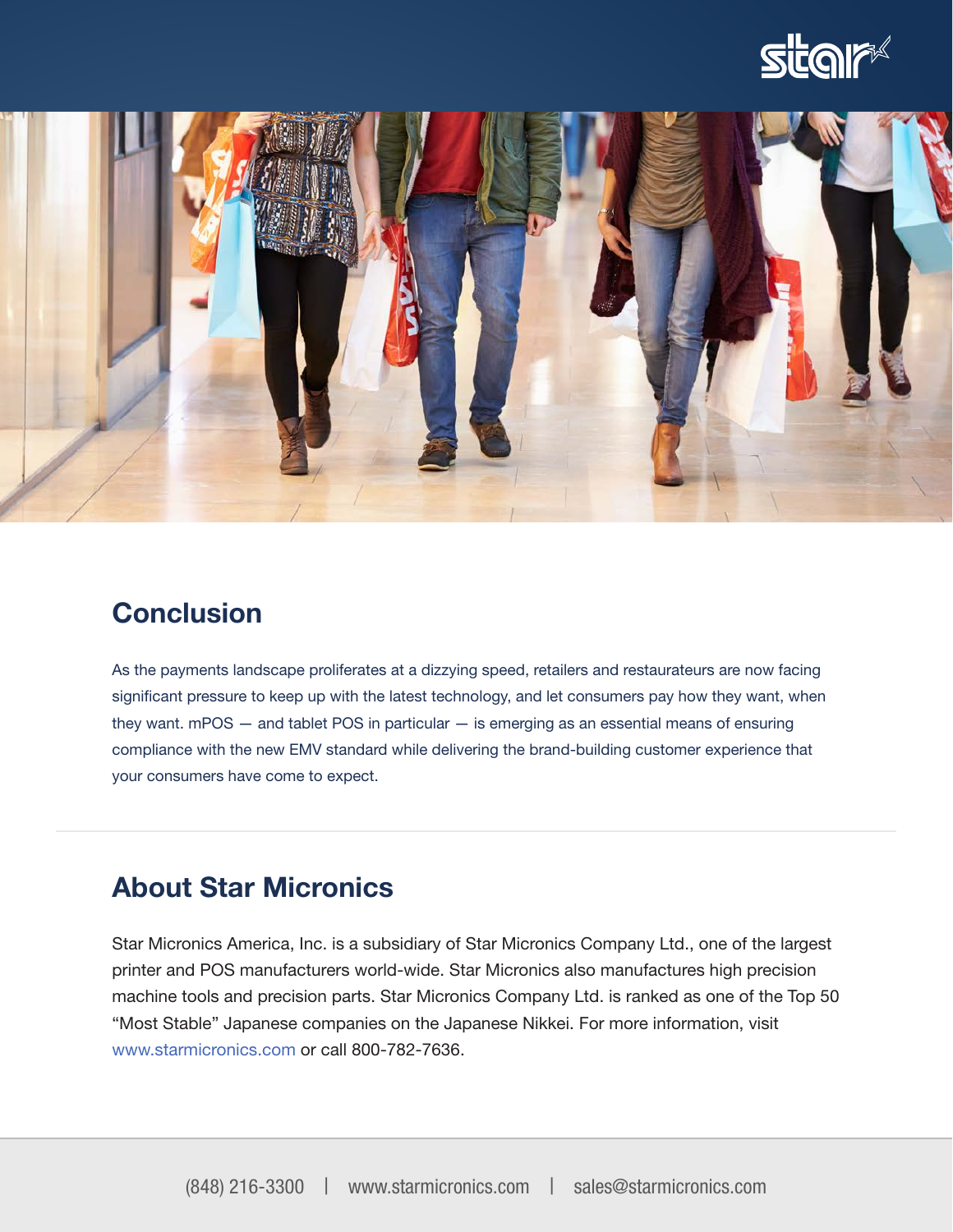## Conclusion

As the payments landscape proliferates at a dizzying speed, retailers and restaurateurs are now facing significant pressure to keep up with the latest technology, and let consumers pay how they want, when they want. mPOS — and tablet POS in particular — is emerging as an essential means of ensuring compliance with the new EMV standard while delivering the brand-building customer experience that your consumers have come to expect.

## About Star Micronics

Star Micronics America, Inc. is a subsidiary of Star Micronics Company Ltd., one of the largest printer and POS manufacturers world-wide. Star Micronics also manufactures high precision machine tools and precision parts. Star Micronics Company Ltd. is ranked as one of the Top 50 “Most Stable” Japanese companies on the Japanese Nikkei. For more information, visit www.starmicronics.com or call 800-782-7636.